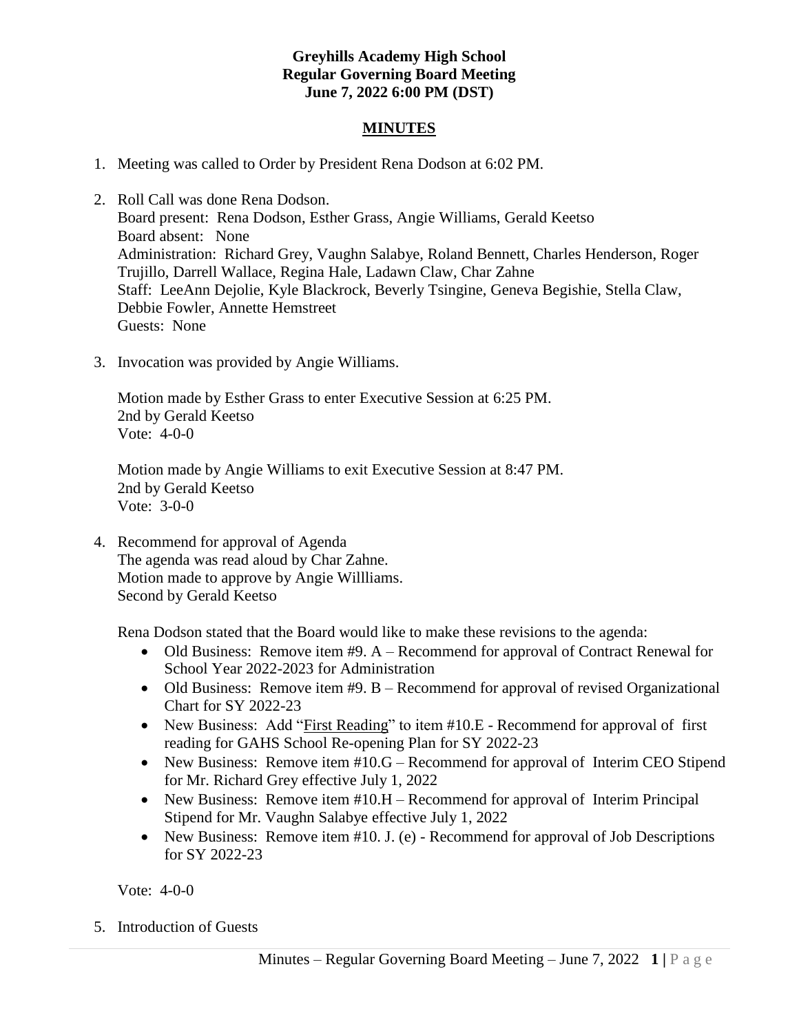**Greyhills Academy High School**
**Regular Governing Board Meeting**
**June 7, 2022 6:00 PM (DST)**

## MINUTES

1. Meeting was called to Order by President Rena Dodson at 6:02 PM.

2. Roll Call was done Rena Dodson.
   Board present: Rena Dodson, Esther Grass, Angie Williams, Gerald Keetso
   Board absent: None
   Administration: Richard Grey, Vaughn Salabye, Roland Bennett, Charles Henderson, Roger Trujillo, Darrell Wallace, Regina Hale, Ladawn Claw, Char Zahne
   Staff: LeeAnn Dejolie, Kyle Blackrock, Beverly Tsingine, Geneva Begishie, Stella Claw, Debbie Fowler, Annette Hemstreet
   Guests: None

3. Invocation was provided by Angie Williams.

   Motion made by Esther Grass to enter Executive Session at 6:25 PM.
   2nd by Gerald Keetso
   Vote: 4-0-0

   Motion made by Angie Williams to exit Executive Session at 8:47 PM.
   2nd by Gerald Keetso
   Vote: 3-0-0

4. Recommend for approval of Agenda
   The agenda was read aloud by Char Zahne.
   Motion made to approve by Angie Willliams.
   Second by Gerald Keetso

   Rena Dodson stated that the Board would like to make these revisions to the agenda:
   - Old Business: Remove item #9. A – Recommend for approval of Contract Renewal for School Year 2022-2023 for Administration
   - Old Business: Remove item #9. B – Recommend for approval of revised Organizational Chart for SY 2022-23
   - New Business: Add "First Reading" to item #10.E - Recommend for approval of first reading for GAHS School Re-opening Plan for SY 2022-23
   - New Business: Remove item #10.G – Recommend for approval of Interim CEO Stipend for Mr. Richard Grey effective July 1, 2022
   - New Business: Remove item #10.H – Recommend for approval of Interim Principal Stipend for Mr. Vaughn Salabye effective July 1, 2022
   - New Business: Remove item #10. J. (e) - Recommend for approval of Job Descriptions for SY 2022-23

   Vote: 4-0-0

5. Introduction of Guests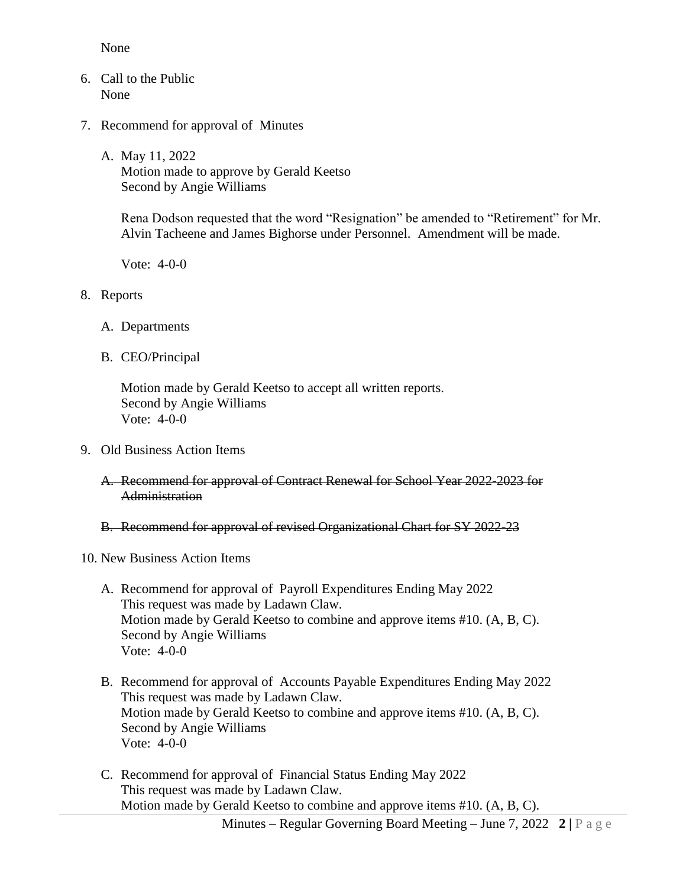None

6. Call to the Public
   None

7. Recommend for approval of Minutes

   A. May 11, 2022
      Motion made to approve by Gerald Keetso
      Second by Angie Williams

      Rena Dodson requested that the word "Resignation" be amended to "Retirement" for Mr. Alvin Tacheene and James Bighorse under Personnel. Amendment will be made.

      Vote: 4-0-0

8. Reports

   A. Departments

   B. CEO/Principal

      Motion made by Gerald Keetso to accept all written reports.
      Second by Angie Williams
      Vote: 4-0-0

9. Old Business Action Items

   A. ~~Recommend for approval of Contract Renewal for School Year 2022-2023 for Administration~~

   B. ~~Recommend for approval of revised Organizational Chart for SY 2022-23~~

10. New Business Action Items

    A. Recommend for approval of Payroll Expenditures Ending May 2022
       This request was made by Ladawn Claw.
       Motion made by Gerald Keetso to combine and approve items #10. (A, B, C).
       Second by Angie Williams
       Vote: 4-0-0

    B. Recommend for approval of Accounts Payable Expenditures Ending May 2022
       This request was made by Ladawn Claw.
       Motion made by Gerald Keetso to combine and approve items #10. (A, B, C).
       Second by Angie Williams
       Vote: 4-0-0

    C. Recommend for approval of Financial Status Ending May 2022
       This request was made by Ladawn Claw.
       Motion made by Gerald Keetso to combine and approve items #10. (A, B, C).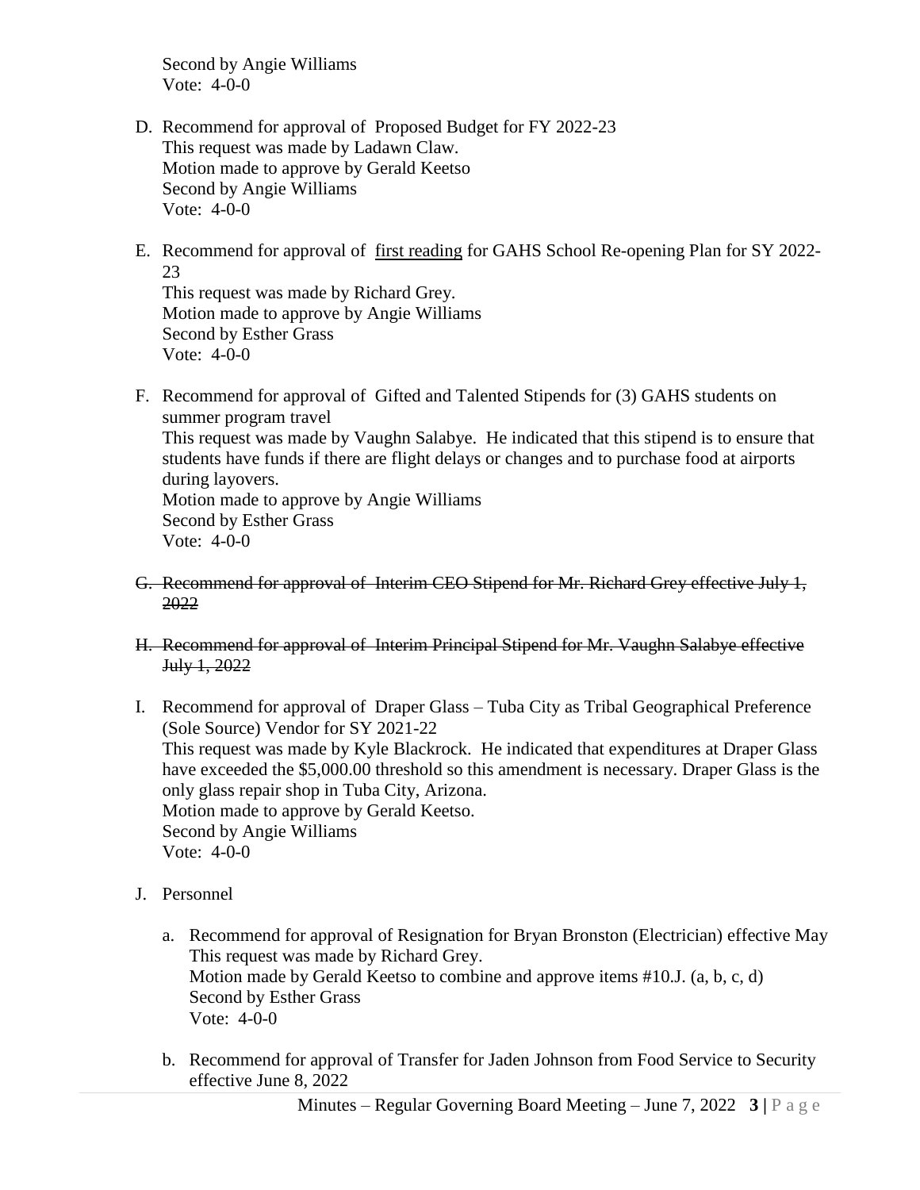Second by Angie Williams
Vote: 4-0-0

D. Recommend for approval of Proposed Budget for FY 2022-23
   This request was made by Ladawn Claw.
   Motion made to approve by Gerald Keetso
   Second by Angie Williams
   Vote: 4-0-0

E. Recommend for approval of <u>first reading</u> for GAHS School Re-opening Plan for SY 2022-23
   This request was made by Richard Grey.
   Motion made to approve by Angie Williams
   Second by Esther Grass
   Vote: 4-0-0

F. Recommend for approval of Gifted and Talented Stipends for (3) GAHS students on summer program travel
   This request was made by Vaughn Salabye. He indicated that this stipend is to ensure that students have funds if there are flight delays or changes and to purchase food at airports during layovers.
   Motion made to approve by Angie Williams
   Second by Esther Grass
   Vote: 4-0-0

G. ~~Recommend for approval of Interim CEO Stipend for Mr. Richard Grey effective July 1, 2022~~

H. ~~Recommend for approval of Interim Principal Stipend for Mr. Vaughn Salabye effective July 1, 2022~~

I. Recommend for approval of Draper Glass – Tuba City as Tribal Geographical Preference (Sole Source) Vendor for SY 2021-22
   This request was made by Kyle Blackrock. He indicated that expenditures at Draper Glass have exceeded the $5,000.00 threshold so this amendment is necessary. Draper Glass is the only glass repair shop in Tuba City, Arizona.
   Motion made to approve by Gerald Keetso.
   Second by Angie Williams
   Vote: 4-0-0

J. Personnel

   a. Recommend for approval of Resignation for Bryan Bronston (Electrician) effective May
      This request was made by Richard Grey.
      Motion made by Gerald Keetso to combine and approve items #10.J. (a, b, c, d)
      Second by Esther Grass
      Vote: 4-0-0

   b. Recommend for approval of Transfer for Jaden Johnson from Food Service to Security effective June 8, 2022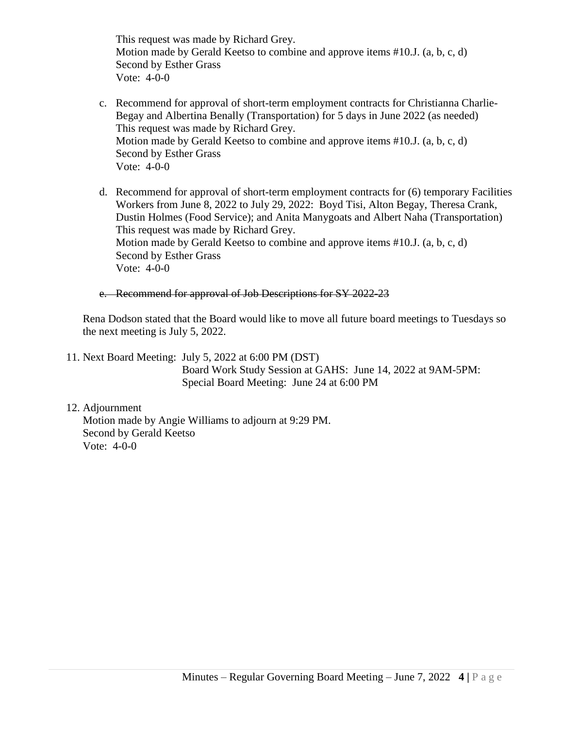This request was made by Richard Grey.
Motion made by Gerald Keetso to combine and approve items #10.J. (a, b, c, d)
Second by Esther Grass
Vote: 4-0-0

c. Recommend for approval of short-term employment contracts for Christianna Charlie-Begay and Albertina Benally (Transportation) for 5 days in June 2022 (as needed)
   This request was made by Richard Grey.
   Motion made by Gerald Keetso to combine and approve items #10.J. (a, b, c, d)
   Second by Esther Grass
   Vote: 4-0-0

d. Recommend for approval of short-term employment contracts for (6) temporary Facilities Workers from June 8, 2022 to July 29, 2022: Boyd Tisi, Alton Begay, Theresa Crank, Dustin Holmes (Food Service); and Anita Manygoats and Albert Naha (Transportation)
   This request was made by Richard Grey.
   Motion made by Gerald Keetso to combine and approve items #10.J. (a, b, c, d)
   Second by Esther Grass
   Vote: 4-0-0

e. ~~Recommend for approval of Job Descriptions for SY 2022-23~~

Rena Dodson stated that the Board would like to move all future board meetings to Tuesdays so the next meeting is July 5, 2022.

11. Next Board Meeting: July 5, 2022 at 6:00 PM (DST)
    Board Work Study Session at GAHS: June 14, 2022 at 9AM-5PM:
    Special Board Meeting: June 24 at 6:00 PM

12. Adjournment
    Motion made by Angie Williams to adjourn at 9:29 PM.
    Second by Gerald Keetso
    Vote: 4-0-0